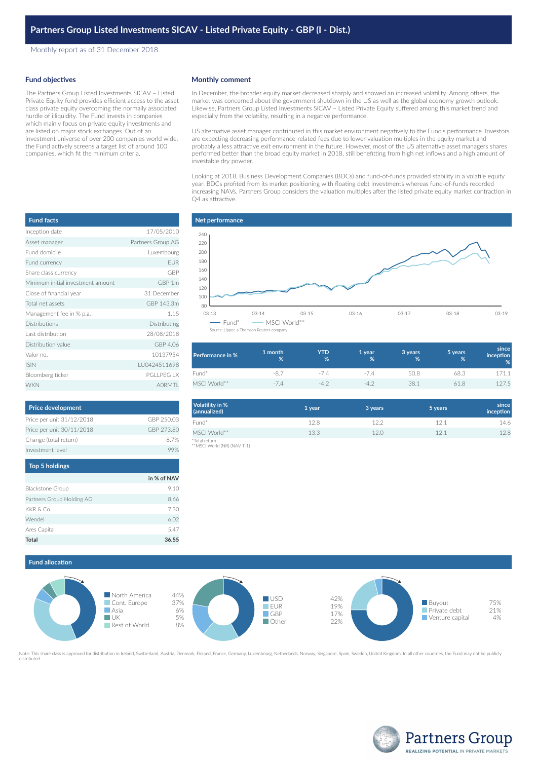# Partners Group Listed Investments SICAV - Listed Private Equity - GBP (I - Dist.)

Monthly report as of 31 December 2018

## Fund objectives

The Partners Group Listed Investments SICAV – Listed Private Equity fund provides efficient access to the asset class private equity overcoming the normally associated hurdle of illiquidity. The Fund invests in companies which mainly focus on private equity investments and are listed on major stock exchanges. Out of an investment universe of over 200 companies world wide, the Fund actively screens a target list of around 100 companies, which fit the minimum criteria.

## Monthly comment

In December, the broader equity market decreased sharply and showed an increased volatility. Among others, the market was concerned about the government shutdown in the US as well as the global economy growth outlook. Likewise, Partners Group Listed Investments SICAV – Listed Private Equity suffered among this market trend and especially from the volatility, resulting in a negative performance.

US alternative asset manager contributed in this market environment negatively to the Fund's performance. Investors are expecting decreasing performance-related fees due to lower valuation multiples in the equity market and probably a less attractive exit environment in the future. However, most of the US alternative asset managers shares performed better than the broad equity market in 2018, still benefitting from high net inflows and a high amount of investable dry powder.

Looking at 2018, Business Development Companies (BDCs) and fund-of-funds provided stability in a volatile equity year. BDCs profited from its market positioning with floating debt investments whereas fund-of-funds recorded increasing NAVs. Partners Group considers the valuation multiples after the listed private equity market contraction in Q4 as attractive.

## Fund facts

| | |
|---|---|
| Inception date | 17/05/2010 |
| Asset manager | Partners Group AG |
| Fund domicile | Luxembourg |
| Fund currency | EUR |
| Share class currency | GBP |
| Minimum initial investment amount | GBP 1m |
| Close of financial year | 31 December |
| Total net assets | GBP 143.3m |
| Management fee in % p.a. | 1.15 |
| Distributions | Distributing |
| Last distribution | 28/08/2018 |
| Distribution value | GBP 4.06 |
| Valor no. | 10137954 |
| ISIN | LU0424511698 |
| Bloomberg ticker | PGLLPEG LX |
| WKN | A0RMTL |

## Price development

| | |
|---|---|
| Price per unit 31/12/2018 | GBP 250.03 |
| Price per unit 30/11/2018 | GBP 273.80 |
| Change (total return) | -8.7% |
| Investment level | 99% |

## Top 5 holdings

| | in % of NAV |
|---|---|
| Blackstone Group | 9.10 |
| Partners Group Holding AG | 8.66 |
| KKR & Co. | 7.30 |
| Wendel | 6.02 |
| Ares Capital | 5.47 |
| **Total** | **36.55** |

## Net performance

Legend: Fund* — MSCI World**

Source: Lipper, a Thomson Reuters company

| Performance in % | 1 month % | YTD % | 1 year % | 3 years % | 5 years % | since inception % |
|---|---|---|---|---|---|---|
| Fund* | -8.7 | -7.4 | -7.4 | 50.8 | 68.3 | 171.1 |
| MSCI World** | -7.4 | -4.2 | -4.2 | 38.1 | 61.8 | 127.5 |

| Volatility in % (annualized) | 1 year | 3 years | 5 years | since inception |
|---|---|---|---|---|
| Fund* | 12.8 | 12.2 | 12.1 | 14.6 |
| MSCI World** | 13.3 | 12.0 | 12.1 | 12.8 |

*Total return
**MSCI World (NR) (NAV T-1)

## Fund allocation

| Region | |
|---|---|
| North America | 44% |
| Cont. Europe | 37% |
| Asia | 6% |
| UK | 5% |
| Rest of World | 8% |

| Currency | |
|---|---|
| USD | 42% |
| EUR | 19% |
| GBP | 17% |
| Other | 22% |

| Investment type | |
|---|---|
| Buyout | 75% |
| Private debt | 21% |
| Venture capital | 4% |

Note: This share class is approved for distribution in Ireland, Switzerland, Austria, Denmark, Finland, France, Germany, Luxembourg, Netherlands, Norway, Singapore, Spain, Sweden, United Kingdom. In all other countries, the Fund may not be publicly distributed.

Partners Group
REALIZING POTENTIAL IN PRIVATE MARKETS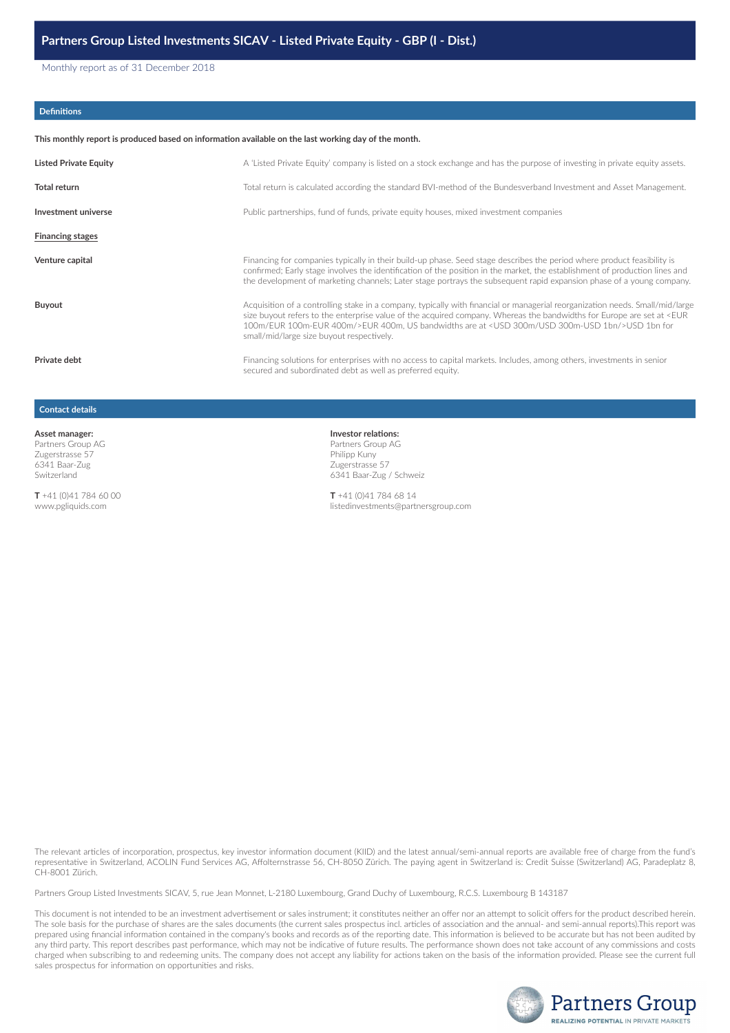# Partners Group Listed Investments SICAV - Listed Private Equity - GBP (I - Dist.)

Monthly report as of 31 December 2018

## Definitions

**This monthly report is produced based on information available on the last working day of the month.**

**Listed Private Equity**
A 'Listed Private Equity' company is listed on a stock exchange and has the purpose of investing in private equity assets.

**Total return**
Total return is calculated according the standard BVI-method of the Bundesverband Investment and Asset Management.

**Investment universe**
Public partnerships, fund of funds, private equity houses, mixed investment companies

**Financing stages**

**Venture capital**
Financing for companies typically in their build-up phase. Seed stage describes the period where product feasibility is confirmed; Early stage involves the identification of the position in the market, the establishment of production lines and the development of marketing channels; Later stage portrays the subsequent rapid expansion phase of a young company.

**Buyout**
Acquisition of a controlling stake in a company, typically with financial or managerial reorganization needs. Small/mid/large size buyout refers to the enterprise value of the acquired company. Whereas the bandwidths for Europe are set at <EUR 100m/EUR 100m-EUR 400m/>EUR 400m, US bandwidths are at <USD 300m/USD 300m-USD 1bn/>USD 1bn for small/mid/large size buyout respectively.

**Private debt**
Financing solutions for enterprises with no access to capital markets. Includes, among others, investments in senior secured and subordinated debt as well as preferred equity.

## Contact details

**Asset manager:**
Partners Group AG
Zugerstrasse 57
6341 Baar-Zug
Switzerland

**T** +41 (0)41 784 60 00
www.pgliquids.com

**Investor relations:**
Partners Group AG
Philipp Kuny
Zugerstrasse 57
6341 Baar-Zug / Schweiz

**T** +41 (0)41 784 68 14
listedinvestments@partnersgroup.com

The relevant articles of incorporation, prospectus, key investor information document (KIID) and the latest annual/semi-annual reports are available free of charge from the fund's representative in Switzerland, ACOLIN Fund Services AG, Affolternstrasse 56, CH-8050 Zürich. The paying agent in Switzerland is: Credit Suisse (Switzerland) AG, Paradeplatz 8, CH-8001 Zürich.

Partners Group Listed Investments SICAV, 5, rue Jean Monnet, L-2180 Luxembourg, Grand Duchy of Luxembourg, R.C.S. Luxembourg B 143187

This document is not intended to be an investment advertisement or sales instrument; it constitutes neither an offer nor an attempt to solicit offers for the product described herein. The sole basis for the purchase of shares are the sales documents (the current sales prospectus incl. articles of association and the annual- and semi-annual reports).This report was prepared using financial information contained in the company's books and records as of the reporting date. This information is believed to be accurate but has not been audited by any third party. This report describes past performance, which may not be indicative of future results. The performance shown does not take account of any commissions and costs charged when subscribing to and redeeming units. The company does not accept any liability for actions taken on the basis of the information provided. Please see the current full sales prospectus for information on opportunities and risks.

Partners Group
REALIZING POTENTIAL IN PRIVATE MARKETS